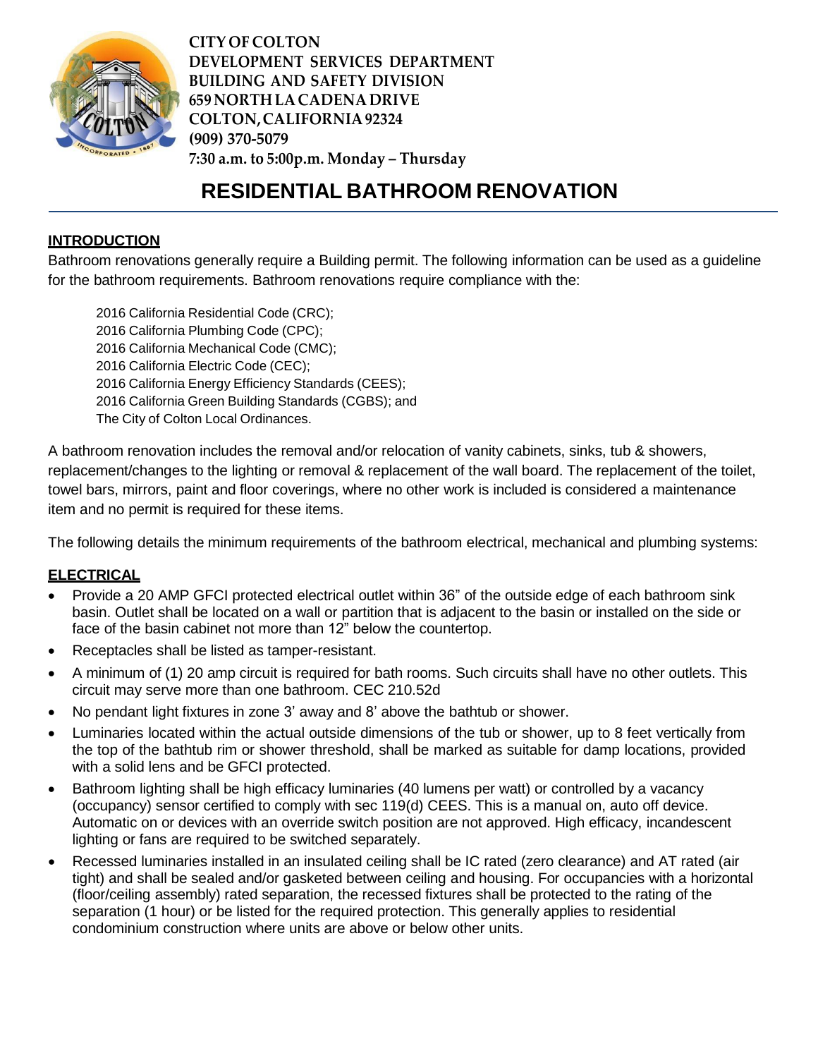**CITY OF COLTON**
**DEVELOPMENT SERVICES DEPARTMENT**
**BUILDING AND SAFETY DIVISION**
**659 NORTH LA CADENA DRIVE**
**COLTON, CALIFORNIA 92324**
**(909) 370-5079**
**7:30 a.m. to 5:00p.m. Monday – Thursday**

# RESIDENTIAL BATHROOM RENOVATION

## INTRODUCTION

Bathroom renovations generally require a Building permit. The following information can be used as a guideline for the bathroom requirements. Bathroom renovations require compliance with the:

2016 California Residential Code (CRC);
2016 California Plumbing Code (CPC);
2016 California Mechanical Code (CMC);
2016 California Electric Code (CEC);
2016 California Energy Efficiency Standards (CEES);
2016 California Green Building Standards (CGBS); and
The City of Colton Local Ordinances.

A bathroom renovation includes the removal and/or relocation of vanity cabinets, sinks, tub & showers, replacement/changes to the lighting or removal & replacement of the wall board. The replacement of the toilet, towel bars, mirrors, paint and floor coverings, where no other work is included is considered a maintenance item and no permit is required for these items.

The following details the minimum requirements of the bathroom electrical, mechanical and plumbing systems:

## ELECTRICAL

- Provide a 20 AMP GFCI protected electrical outlet within 36" of the outside edge of each bathroom sink basin. Outlet shall be located on a wall or partition that is adjacent to the basin or installed on the side or face of the basin cabinet not more than 12" below the countertop.
- Receptacles shall be listed as tamper-resistant.
- A minimum of (1) 20 amp circuit is required for bath rooms. Such circuits shall have no other outlets. This circuit may serve more than one bathroom. CEC 210.52d
- No pendant light fixtures in zone 3' away and 8' above the bathtub or shower.
- Luminaries located within the actual outside dimensions of the tub or shower, up to 8 feet vertically from the top of the bathtub rim or shower threshold, shall be marked as suitable for damp locations, provided with a solid lens and be GFCI protected.
- Bathroom lighting shall be high efficacy luminaries (40 lumens per watt) or controlled by a vacancy (occupancy) sensor certified to comply with sec 119(d) CEES. This is a manual on, auto off device. Automatic on or devices with an override switch position are not approved. High efficacy, incandescent lighting or fans are required to be switched separately.
- Recessed luminaries installed in an insulated ceiling shall be IC rated (zero clearance) and AT rated (air tight) and shall be sealed and/or gasketed between ceiling and housing. For occupancies with a horizontal (floor/ceiling assembly) rated separation, the recessed fixtures shall be protected to the rating of the separation (1 hour) or be listed for the required protection. This generally applies to residential condominium construction where units are above or below other units.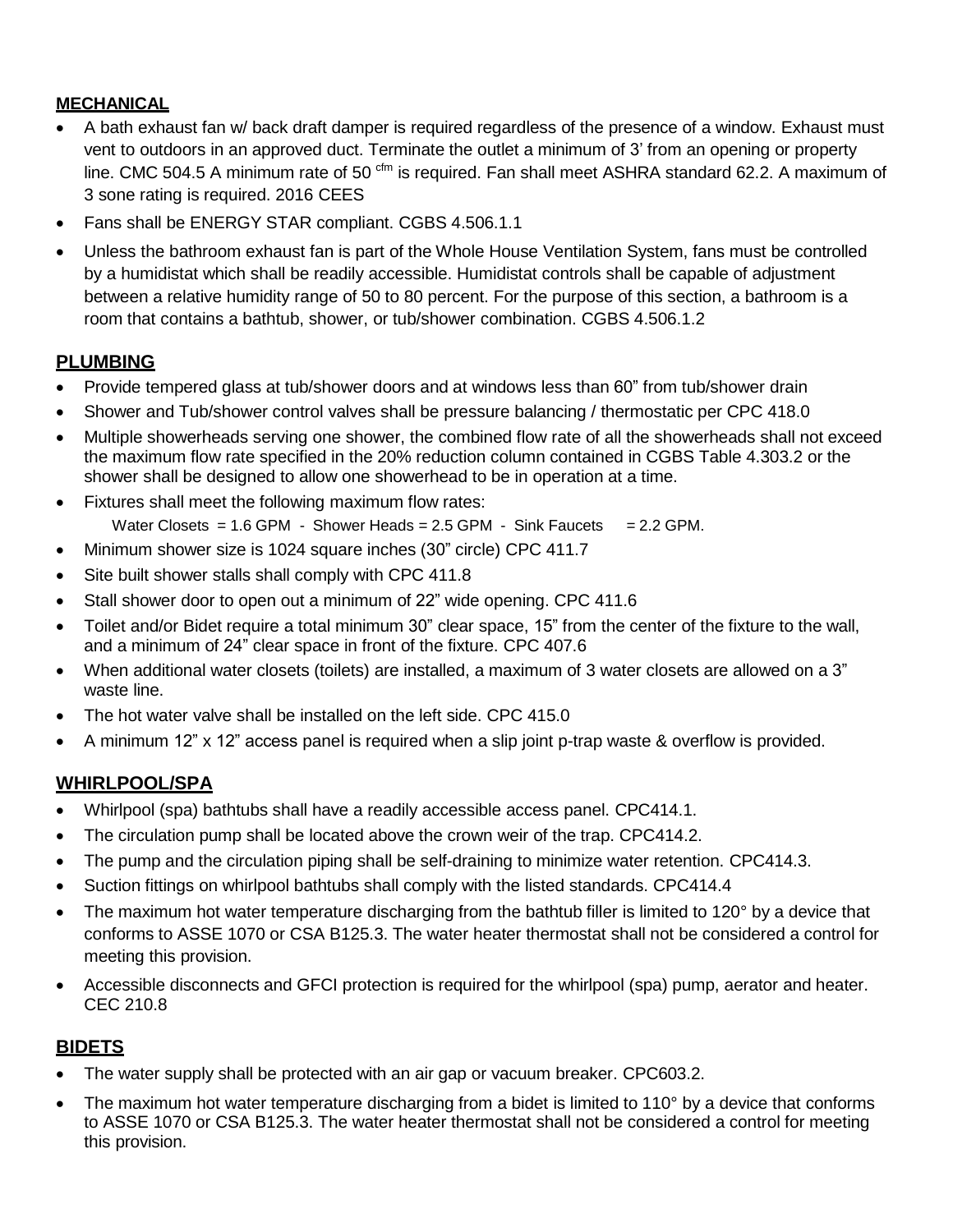## MECHANICAL

- A bath exhaust fan w/ back draft damper is required regardless of the presence of a window. Exhaust must vent to outdoors in an approved duct. Terminate the outlet a minimum of 3' from an opening or property line. CMC 504.5 A minimum rate of 50 $^{cfm}$ is required. Fan shall meet ASHRA standard 62.2. A maximum of 3 sone rating is required. 2016 CEES
- Fans shall be ENERGY STAR compliant. CGBS 4.506.1.1
- Unless the bathroom exhaust fan is part of the Whole House Ventilation System, fans must be controlled by a humidistat which shall be readily accessible. Humidistat controls shall be capable of adjustment between a relative humidity range of 50 to 80 percent. For the purpose of this section, a bathroom is a room that contains a bathtub, shower, or tub/shower combination. CGBS 4.506.1.2

## PLUMBING

- Provide tempered glass at tub/shower doors and at windows less than 60" from tub/shower drain
- Shower and Tub/shower control valves shall be pressure balancing / thermostatic per CPC 418.0
- Multiple showerheads serving one shower, the combined flow rate of all the showerheads shall not exceed the maximum flow rate specified in the 20% reduction column contained in CGBS Table 4.303.2 or the shower shall be designed to allow one showerhead to be in operation at a time.
- Fixtures shall meet the following maximum flow rates:
  Water Closets = 1.6 GPM - Shower Heads = 2.5 GPM - Sink Faucets = 2.2 GPM.
- Minimum shower size is 1024 square inches (30" circle) CPC 411.7
- Site built shower stalls shall comply with CPC 411.8
- Stall shower door to open out a minimum of 22" wide opening. CPC 411.6
- Toilet and/or Bidet require a total minimum 30" clear space, 15" from the center of the fixture to the wall, and a minimum of 24" clear space in front of the fixture. CPC 407.6
- When additional water closets (toilets) are installed, a maximum of 3 water closets are allowed on a 3" waste line.
- The hot water valve shall be installed on the left side. CPC 415.0
- A minimum 12" x 12" access panel is required when a slip joint p-trap waste & overflow is provided.

## WHIRLPOOL/SPA

- Whirlpool (spa) bathtubs shall have a readily accessible access panel. CPC414.1.
- The circulation pump shall be located above the crown weir of the trap. CPC414.2.
- The pump and the circulation piping shall be self-draining to minimize water retention. CPC414.3.
- Suction fittings on whirlpool bathtubs shall comply with the listed standards. CPC414.4
- The maximum hot water temperature discharging from the bathtub filler is limited to 120° by a device that conforms to ASSE 1070 or CSA B125.3. The water heater thermostat shall not be considered a control for meeting this provision.
- Accessible disconnects and GFCI protection is required for the whirlpool (spa) pump, aerator and heater. CEC 210.8

## BIDETS

- The water supply shall be protected with an air gap or vacuum breaker. CPC603.2.
- The maximum hot water temperature discharging from a bidet is limited to 110° by a device that conforms to ASSE 1070 or CSA B125.3. The water heater thermostat shall not be considered a control for meeting this provision.